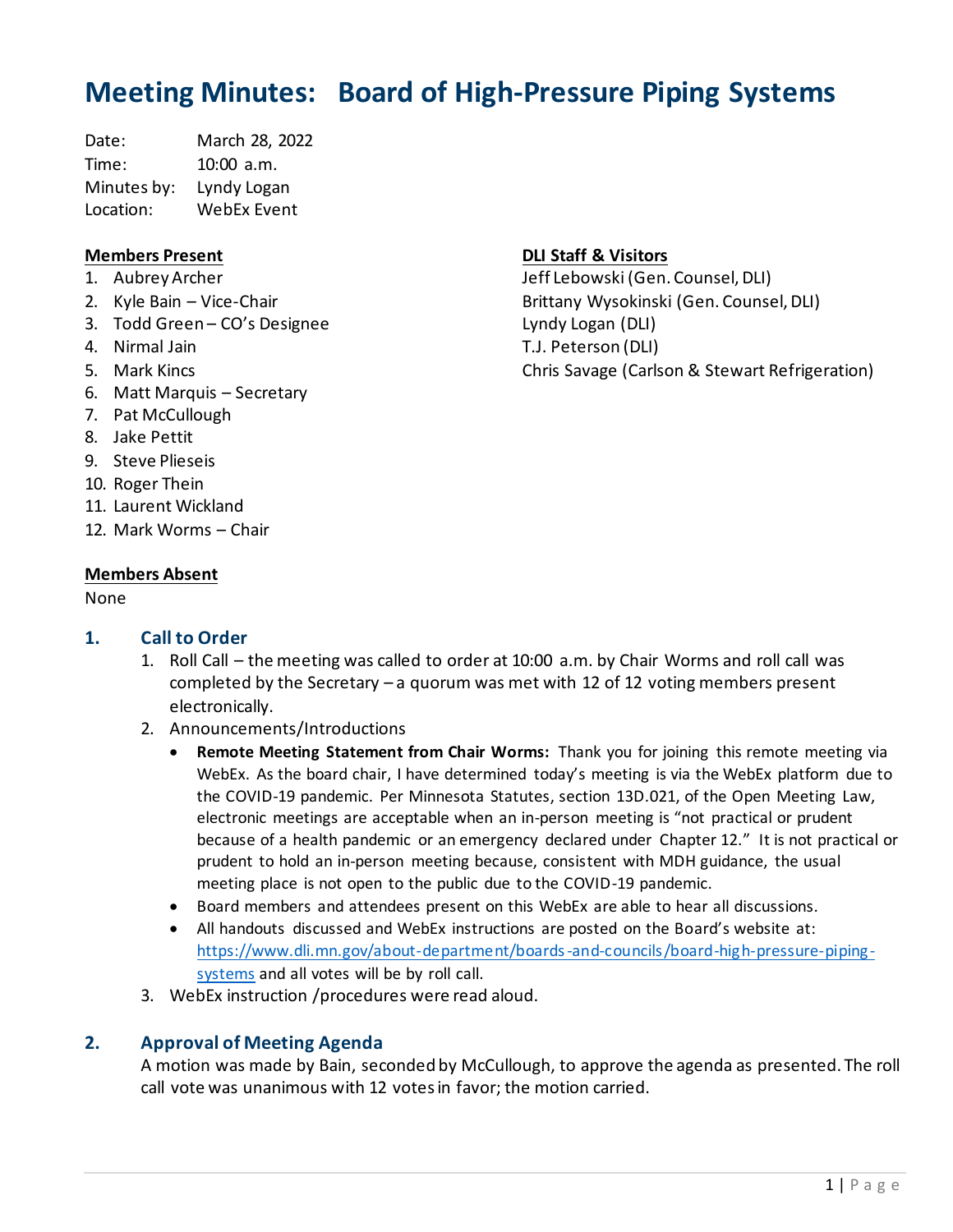# Meeting Minutes: Board of High-Pressure Piping Systems

Date: March 28, 2022
Time: 10:00 a.m.
Minutes by: Lyndy Logan
Location: WebEx Event

**Members Present**

1. Aubrey Archer
2. Kyle Bain – Vice-Chair
3. Todd Green – CO's Designee
4. Nirmal Jain
5. Mark Kincs
6. Matt Marquis – Secretary
7. Pat McCullough
8. Jake Pettit
9. Steve Plieseis
10. Roger Thein
11. Laurent Wickland
12. Mark Worms – Chair

**DLI Staff & Visitors**

Jeff Lebowski (Gen. Counsel, DLI)
Brittany Wysokinski (Gen. Counsel, DLI)
Lyndy Logan (DLI)
T.J. Peterson (DLI)
Chris Savage (Carlson & Stewart Refrigeration)

**Members Absent**

None

## 1. Call to Order

1. Roll Call – the meeting was called to order at 10:00 a.m. by Chair Worms and roll call was completed by the Secretary – a quorum was met with 12 of 12 voting members present electronically.
2. Announcements/Introductions
   - **Remote Meeting Statement from Chair Worms:** Thank you for joining this remote meeting via WebEx. As the board chair, I have determined today's meeting is via the WebEx platform due to the COVID-19 pandemic. Per Minnesota Statutes, section 13D.021, of the Open Meeting Law, electronic meetings are acceptable when an in-person meeting is "not practical or prudent because of a health pandemic or an emergency declared under Chapter 12." It is not practical or prudent to hold an in-person meeting because, consistent with MDH guidance, the usual meeting place is not open to the public due to the COVID-19 pandemic.
   - Board members and attendees present on this WebEx are able to hear all discussions.
   - All handouts discussed and WebEx instructions are posted on the Board's website at: https://www.dli.mn.gov/about-department/boards-and-councils/board-high-pressure-piping-systems and all votes will be by roll call.
3. WebEx instruction /procedures were read aloud.

## 2. Approval of Meeting Agenda

A motion was made by Bain, seconded by McCullough, to approve the agenda as presented. The roll call vote was unanimous with 12 votes in favor; the motion carried.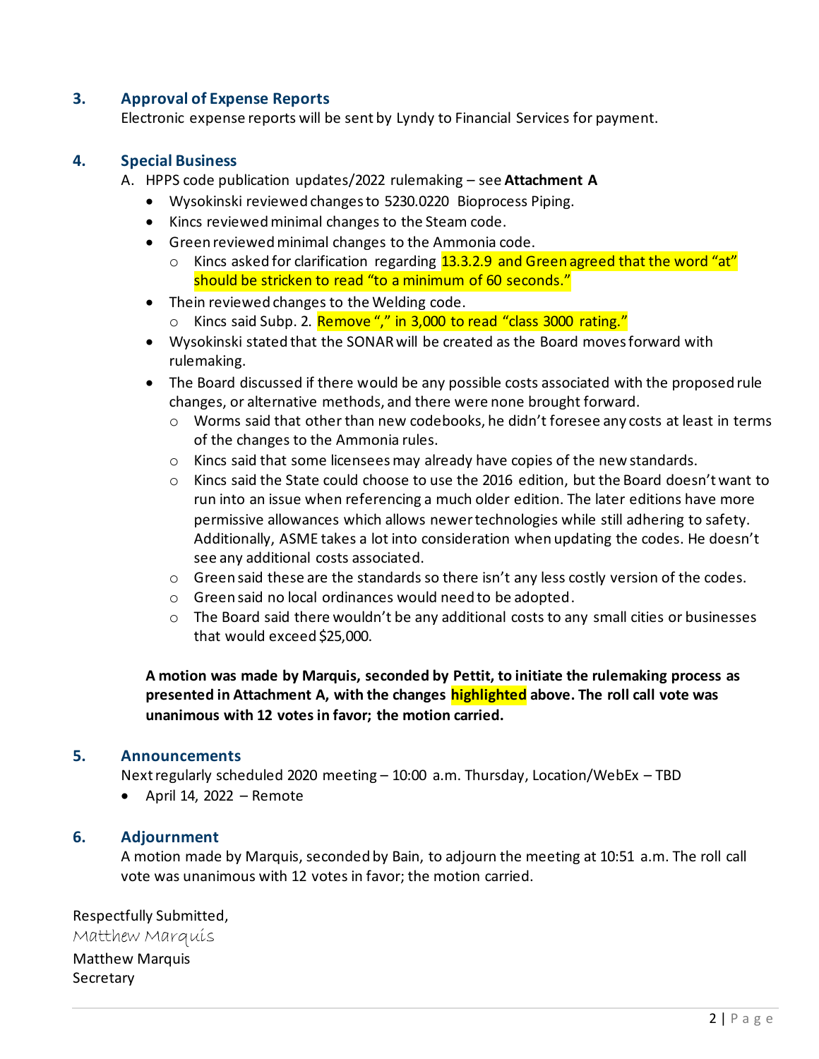### 3. Approval of Expense Reports

Electronic expense reports will be sent by Lyndy to Financial Services for payment.

### 4. Special Business

A. HPPS code publication updates/2022 rulemaking – see **Attachment A**

- Wysokinski reviewed changes to 5230.0220 Bioprocess Piping.
- Kincs reviewed minimal changes to the Steam code.
- Green reviewed minimal changes to the Ammonia code.
  - Kincs asked for clarification regarding 13.3.2.9 and Green agreed that the word "at" should be stricken to read "to a minimum of 60 seconds."
- Thein reviewed changes to the Welding code.
  - Kincs said Subp. 2. Remove "," in 3,000 to read "class 3000 rating."
- Wysokinski stated that the SONAR will be created as the Board moves forward with rulemaking.
- The Board discussed if there would be any possible costs associated with the proposed rule changes, or alternative methods, and there were none brought forward.
  - Worms said that other than new codebooks, he didn't foresee any costs at least in terms of the changes to the Ammonia rules.
  - Kincs said that some licensees may already have copies of the new standards.
  - Kincs said the State could choose to use the 2016 edition, but the Board doesn't want to run into an issue when referencing a much older edition. The later editions have more permissive allowances which allows newer technologies while still adhering to safety. Additionally, ASME takes a lot into consideration when updating the codes. He doesn't see any additional costs associated.
  - Green said these are the standards so there isn't any less costly version of the codes.
  - Green said no local ordinances would need to be adopted.
  - The Board said there wouldn't be any additional costs to any small cities or businesses that would exceed $25,000.

**A motion was made by Marquis, seconded by Pettit, to initiate the rulemaking process as presented in Attachment A, with the changes highlighted above. The roll call vote was unanimous with 12 votes in favor; the motion carried.**

### 5. Announcements

Next regularly scheduled 2020 meeting – 10:00 a.m. Thursday, Location/WebEx – TBD

- April 14, 2022 – Remote

### 6. Adjournment

A motion made by Marquis, seconded by Bain, to adjourn the meeting at 10:51 a.m. The roll call vote was unanimous with 12 votes in favor; the motion carried.

Respectfully Submitted,

*Matthew Marquis*

Matthew Marquis
Secretary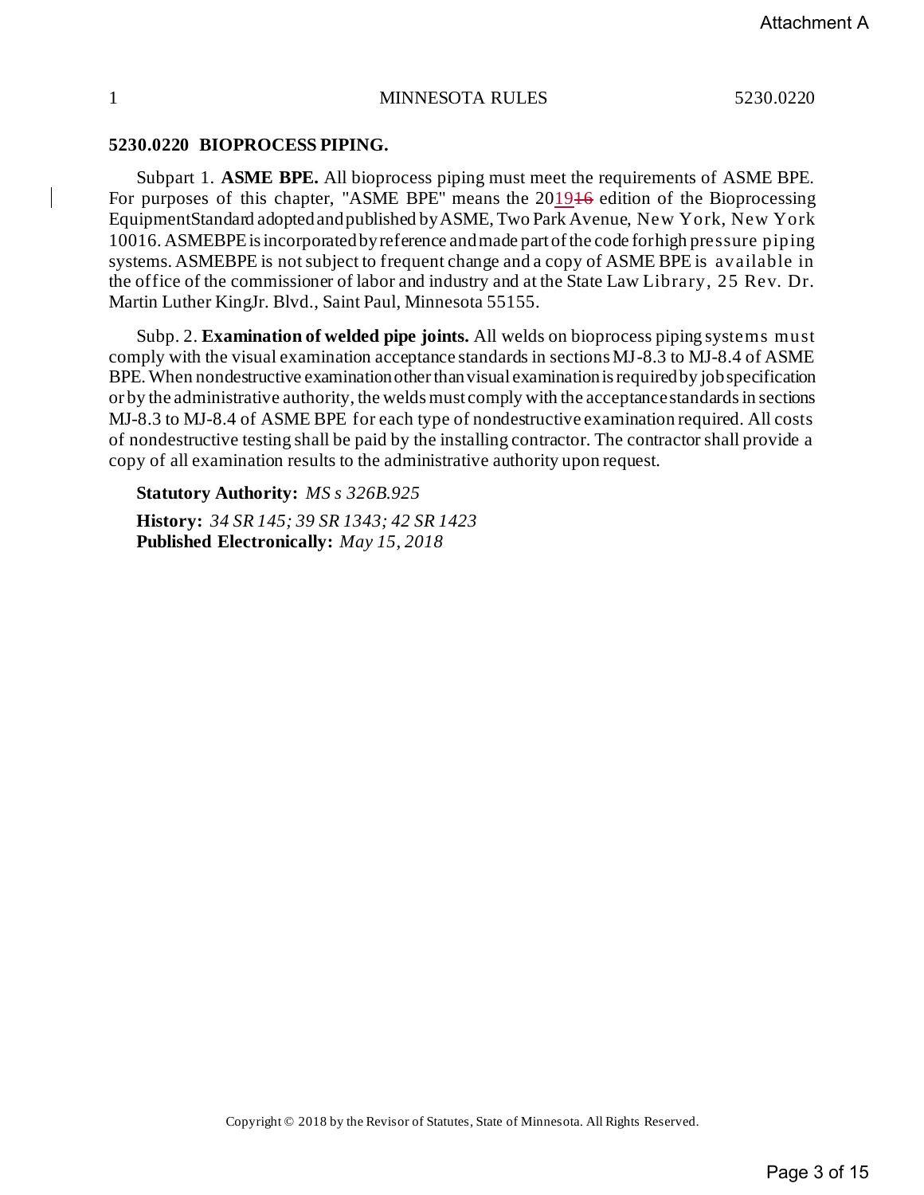## 5230.0220 BIOPROCESS PIPING.

Subpart 1. **ASME BPE.** All bioprocess piping must meet the requirements of ASME BPE. For purposes of this chapter, "ASME BPE" means the 2019~~16~~ edition of the Bioprocessing EquipmentStandard adopted and published by ASME, Two Park Avenue, New York, New York 10016. ASMEBPE is incorporated by reference and made part of the code for high pressure piping systems. ASMEBPE is not subject to frequent change and a copy of ASME BPE is available in the office of the commissioner of labor and industry and at the State Law Library, 25 Rev. Dr. Martin Luther KingJr. Blvd., Saint Paul, Minnesota 55155.

Subp. 2. **Examination of welded pipe joints.** All welds on bioprocess piping systems must comply with the visual examination acceptance standards in sections MJ-8.3 to MJ-8.4 of ASME BPE. When nondestructive examination other than visual examination is required by job specification or by the administrative authority, the welds must comply with the acceptance standards in sections MJ-8.3 to MJ-8.4 of ASME BPE for each type of nondestructive examination required. All costs of nondestructive testing shall be paid by the installing contractor. The contractor shall provide a copy of all examination results to the administrative authority upon request.

**Statutory Authority:** *MS s 326B.925*

**History:** *34 SR 145; 39 SR 1343; 42 SR 1423*
**Published Electronically:** *May 15, 2018*

Copyright © 2018 by the Revisor of Statutes, State of Minnesota. All Rights Reserved.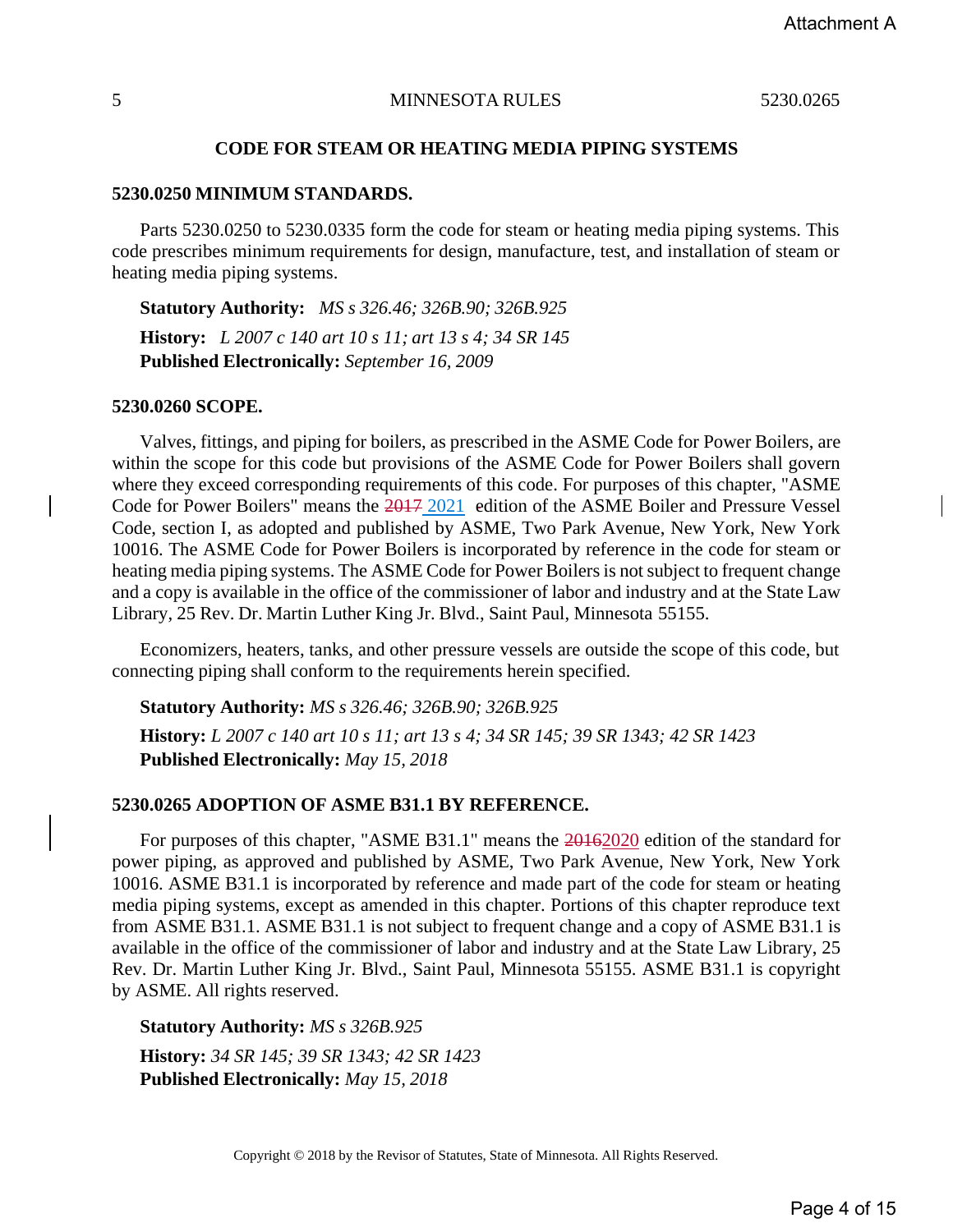## CODE FOR STEAM OR HEATING MEDIA PIPING SYSTEMS

### 5230.0250 MINIMUM STANDARDS.

Parts 5230.0250 to 5230.0335 form the code for steam or heating media piping systems. This code prescribes minimum requirements for design, manufacture, test, and installation of steam or heating media piping systems.

**Statutory Authority:** *MS s 326.46; 326B.90; 326B.925*

**History:** *L 2007 c 140 art 10 s 11; art 13 s 4; 34 SR 145*

**Published Electronically:** *September 16, 2009*

### 5230.0260 SCOPE.

Valves, fittings, and piping for boilers, as prescribed in the ASME Code for Power Boilers, are within the scope for this code but provisions of the ASME Code for Power Boilers shall govern where they exceed corresponding requirements of this code. For purposes of this chapter, "ASME Code for Power Boilers" means the ~~2017~~ 2021 edition of the ASME Boiler and Pressure Vessel Code, section I, as adopted and published by ASME, Two Park Avenue, New York, New York 10016. The ASME Code for Power Boilers is incorporated by reference in the code for steam or heating media piping systems. The ASME Code for Power Boilers is not subject to frequent change and a copy is available in the office of the commissioner of labor and industry and at the State Law Library, 25 Rev. Dr. Martin Luther King Jr. Blvd., Saint Paul, Minnesota 55155.

Economizers, heaters, tanks, and other pressure vessels are outside the scope of this code, but connecting piping shall conform to the requirements herein specified.

**Statutory Authority:** *MS s 326.46; 326B.90; 326B.925*

**History:** *L 2007 c 140 art 10 s 11; art 13 s 4; 34 SR 145; 39 SR 1343; 42 SR 1423*

**Published Electronically:** *May 15, 2018*

### 5230.0265 ADOPTION OF ASME B31.1 BY REFERENCE.

For purposes of this chapter, "ASME B31.1" means the ~~2016~~2020 edition of the standard for power piping, as approved and published by ASME, Two Park Avenue, New York, New York 10016. ASME B31.1 is incorporated by reference and made part of the code for steam or heating media piping systems, except as amended in this chapter. Portions of this chapter reproduce text from ASME B31.1. ASME B31.1 is not subject to frequent change and a copy of ASME B31.1 is available in the office of the commissioner of labor and industry and at the State Law Library, 25 Rev. Dr. Martin Luther King Jr. Blvd., Saint Paul, Minnesota 55155. ASME B31.1 is copyright by ASME. All rights reserved.

**Statutory Authority:** *MS s 326B.925*

**History:** *34 SR 145; 39 SR 1343; 42 SR 1423*

**Published Electronically:** *May 15, 2018*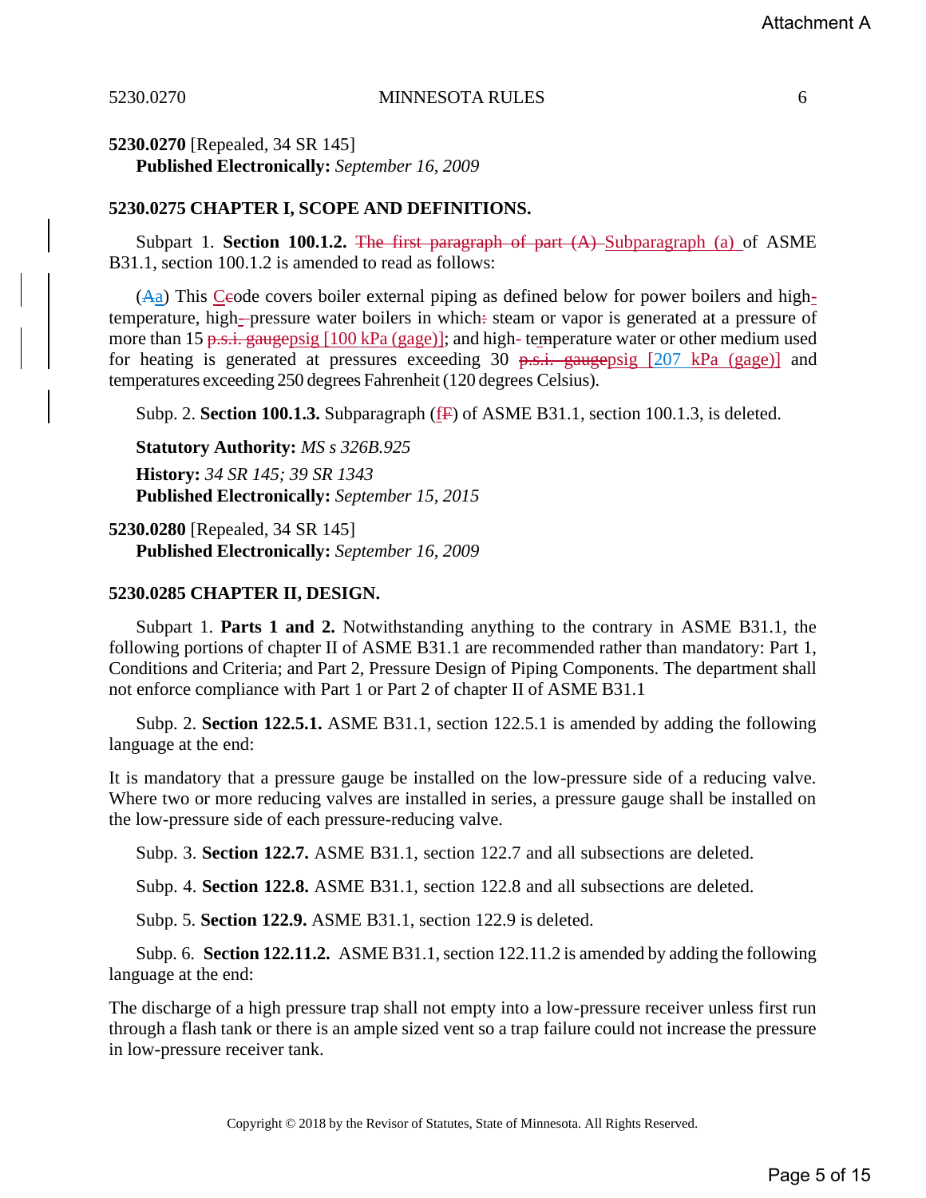**5230.0270** [Repealed, 34 SR 145]
**Published Electronically:** *September 16, 2009*

**5230.0275 CHAPTER I, SCOPE AND DEFINITIONS.**

Subpart 1. **Section 100.1.2.** ~~The first paragraph of part (A)~~ Subparagraph (a) of ASME B31.1, section 100.1.2 is amended to read as follows:

(~~A~~a) This ~~C~~Code covers boiler external piping as defined below for power boilers and high-temperature, high-~~-~~pressure water boilers in which~~:~~ steam or vapor is generated at a pressure of more than 15 ~~p.s.i. gauge~~psig [100 kPa (gage)]; and high~~-~~ temperature water or other medium used for heating is generated at pressures exceeding 30 ~~p.s.i. gauge~~psig [207 kPa (gage)] and temperatures exceeding 250 degrees Fahrenheit (120 degrees Celsius).

Subp. 2. **Section 100.1.3.** Subparagraph (f~~F~~) of ASME B31.1, section 100.1.3, is deleted.

**Statutory Authority:** *MS s 326B.925*

**History:** *34 SR 145; 39 SR 1343*
**Published Electronically:** *September 15, 2015*

**5230.0280** [Repealed, 34 SR 145]
**Published Electronically:** *September 16, 2009*

**5230.0285 CHAPTER II, DESIGN.**

Subpart 1. **Parts 1 and 2.** Notwithstanding anything to the contrary in ASME B31.1, the following portions of chapter II of ASME B31.1 are recommended rather than mandatory: Part 1, Conditions and Criteria; and Part 2, Pressure Design of Piping Components. The department shall not enforce compliance with Part 1 or Part 2 of chapter II of ASME B31.1

Subp. 2. **Section 122.5.1.** ASME B31.1, section 122.5.1 is amended by adding the following language at the end:

It is mandatory that a pressure gauge be installed on the low-pressure side of a reducing valve. Where two or more reducing valves are installed in series, a pressure gauge shall be installed on the low-pressure side of each pressure-reducing valve.

Subp. 3. **Section 122.7.** ASME B31.1, section 122.7 and all subsections are deleted.

Subp. 4. **Section 122.8.** ASME B31.1, section 122.8 and all subsections are deleted.

Subp. 5. **Section 122.9.** ASME B31.1, section 122.9 is deleted.

Subp. 6. **Section 122.11.2.** ASME B31.1, section 122.11.2 is amended by adding the following language at the end:

The discharge of a high pressure trap shall not empty into a low-pressure receiver unless first run through a flash tank or there is an ample sized vent so a trap failure could not increase the pressure in low-pressure receiver tank.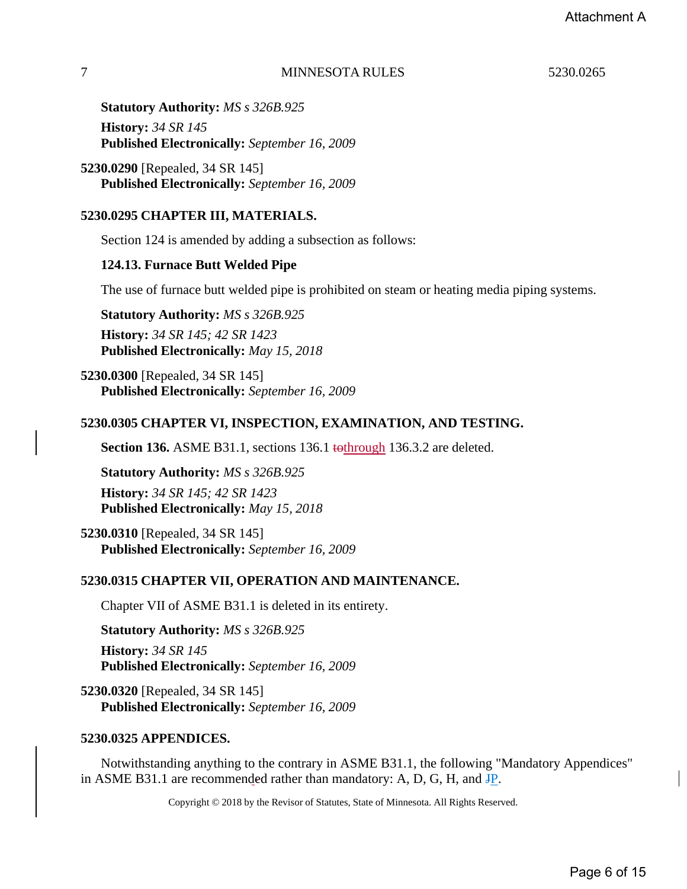**Statutory Authority:** *MS s 326B.925*

**History:** *34 SR 145*
**Published Electronically:** *September 16, 2009*

**5230.0290** [Repealed, 34 SR 145]
**Published Electronically:** *September 16, 2009*

### 5230.0295 CHAPTER III, MATERIALS.

Section 124 is amended by adding a subsection as follows:

**124.13. Furnace Butt Welded Pipe**

The use of furnace butt welded pipe is prohibited on steam or heating media piping systems.

**Statutory Authority:** *MS s 326B.925*

**History:** *34 SR 145; 42 SR 1423*
**Published Electronically:** *May 15, 2018*

**5230.0300** [Repealed, 34 SR 145]
**Published Electronically:** *September 16, 2009*

### 5230.0305 CHAPTER VI, INSPECTION, EXAMINATION, AND TESTING.

**Section 136.** ASME B31.1, sections 136.1 ~~to~~through 136.3.2 are deleted.

**Statutory Authority:** *MS s 326B.925*

**History:** *34 SR 145; 42 SR 1423*
**Published Electronically:** *May 15, 2018*

**5230.0310** [Repealed, 34 SR 145]
**Published Electronically:** *September 16, 2009*

### 5230.0315 CHAPTER VII, OPERATION AND MAINTENANCE.

Chapter VII of ASME B31.1 is deleted in its entirety.

**Statutory Authority:** *MS s 326B.925*

**History:** *34 SR 145*
**Published Electronically:** *September 16, 2009*

**5230.0320** [Repealed, 34 SR 145]
**Published Electronically:** *September 16, 2009*

### 5230.0325 APPENDICES.

Notwithstanding anything to the contrary in ASME B31.1, the following "Mandatory Appendices" in ASME B31.1 are recommended rather than mandatory: A, D, G, H, and ~~J~~P.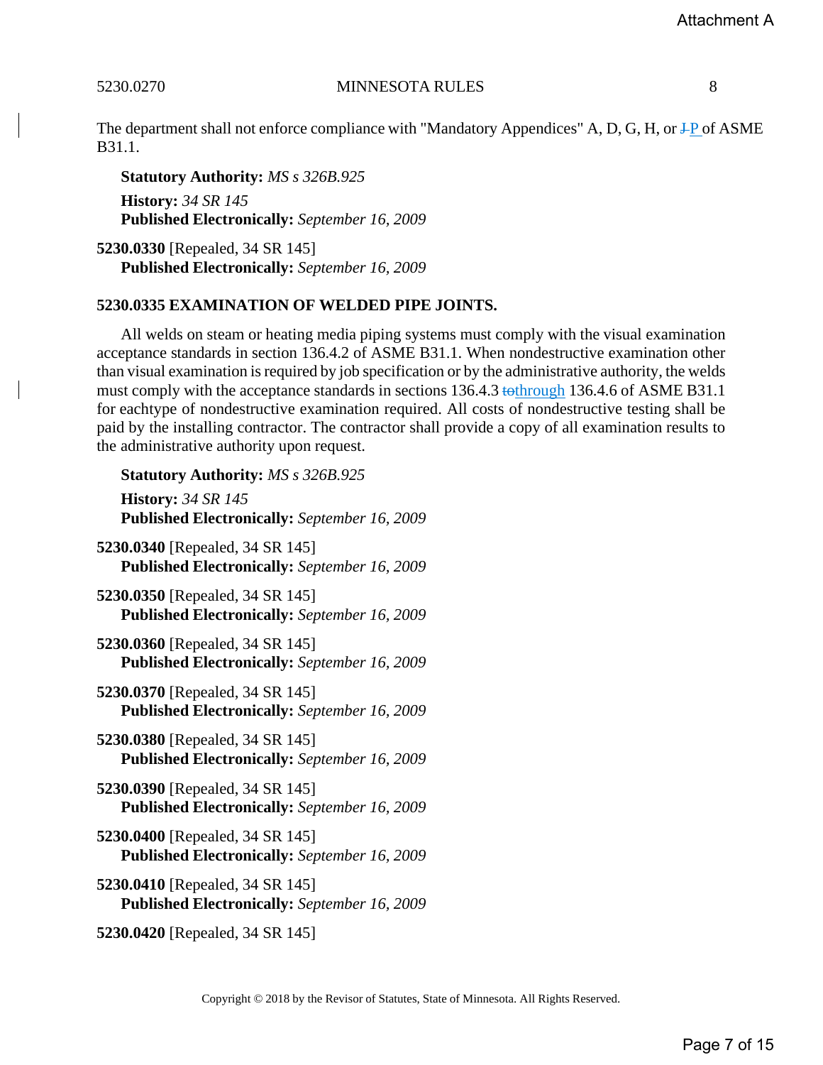The department shall not enforce compliance with "Mandatory Appendices" A, D, G, H, or ~~J~~ P of ASME B31.1.

**Statutory Authority:** *MS s 326B.925*

**History:** *34 SR 145*
**Published Electronically:** *September 16, 2009*

**5230.0330** [Repealed, 34 SR 145]
**Published Electronically:** *September 16, 2009*

**5230.0335 EXAMINATION OF WELDED PIPE JOINTS.**

All welds on steam or heating media piping systems must comply with the visual examination acceptance standards in section 136.4.2 of ASME B31.1. When nondestructive examination other than visual examination is required by job specification or by the administrative authority, the welds must comply with the acceptance standards in sections 136.4.3 ~~to~~through 136.4.6 of ASME B31.1 for eachtype of nondestructive examination required. All costs of nondestructive testing shall be paid by the installing contractor. The contractor shall provide a copy of all examination results to the administrative authority upon request.

**Statutory Authority:** *MS s 326B.925*

**History:** *34 SR 145*
**Published Electronically:** *September 16, 2009*

**5230.0340** [Repealed, 34 SR 145]
**Published Electronically:** *September 16, 2009*

**5230.0350** [Repealed, 34 SR 145]
**Published Electronically:** *September 16, 2009*

**5230.0360** [Repealed, 34 SR 145]
**Published Electronically:** *September 16, 2009*

**5230.0370** [Repealed, 34 SR 145]
**Published Electronically:** *September 16, 2009*

**5230.0380** [Repealed, 34 SR 145]
**Published Electronically:** *September 16, 2009*

**5230.0390** [Repealed, 34 SR 145]
**Published Electronically:** *September 16, 2009*

**5230.0400** [Repealed, 34 SR 145]
**Published Electronically:** *September 16, 2009*

**5230.0410** [Repealed, 34 SR 145]
**Published Electronically:** *September 16, 2009*

**5230.0420** [Repealed, 34 SR 145]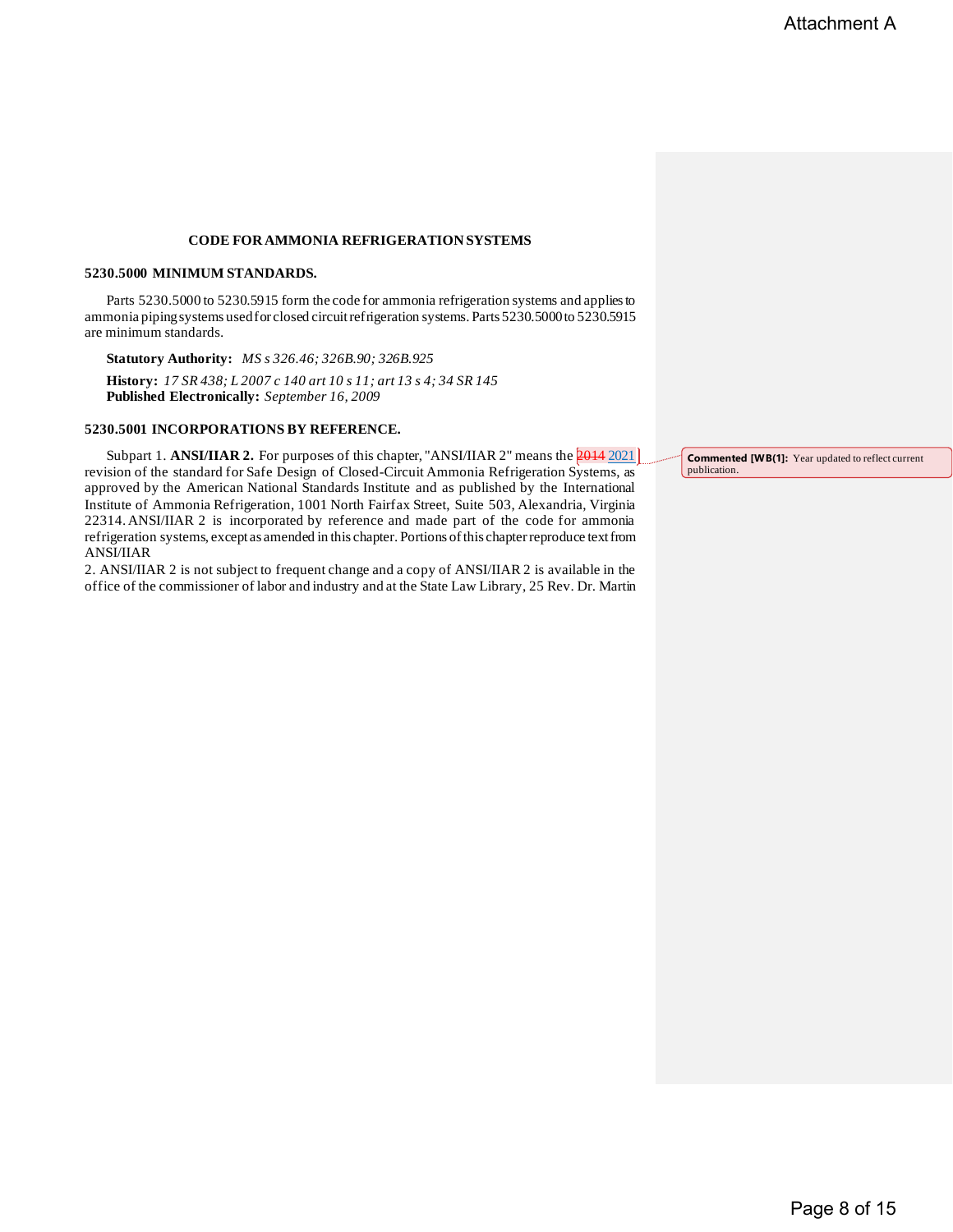Attachment A

**CODE FOR AMMONIA REFRIGERATION SYSTEMS**

**5230.5000 MINIMUM STANDARDS.**

Parts 5230.5000 to 5230.5915 form the code for ammonia refrigeration systems and applies to ammonia piping systems used for closed circuit refrigeration systems. Parts 5230.5000 to 5230.5915 are minimum standards.

**Statutory Authority:** *MS s 326.46; 326B.90; 326B.925*

**History:** *17 SR 438; L 2007 c 140 art 10 s 11; art 13 s 4; 34 SR 145*
**Published Electronically:** *September 16, 2009*

**5230.5001 INCORPORATIONS BY REFERENCE.**

Subpart 1. **ANSI/IIAR 2.** For purposes of this chapter, "ANSI/IIAR 2" means the ~~2014~~ 2021 revision of the standard for Safe Design of Closed-Circuit Ammonia Refrigeration Systems, as approved by the American National Standards Institute and as published by the International Institute of Ammonia Refrigeration, 1001 North Fairfax Street, Suite 503, Alexandria, Virginia 22314. ANSI/IIAR 2 is incorporated by reference and made part of the code for ammonia refrigeration systems, except as amended in this chapter. Portions of this chapter reproduce text from ANSI/IIAR
2. ANSI/IIAR 2 is not subject to frequent change and a copy of ANSI/IIAR 2 is available in the office of the commissioner of labor and industry and at the State Law Library, 25 Rev. Dr. Martin

**Commented [WB(1]:** Year updated to reflect current publication.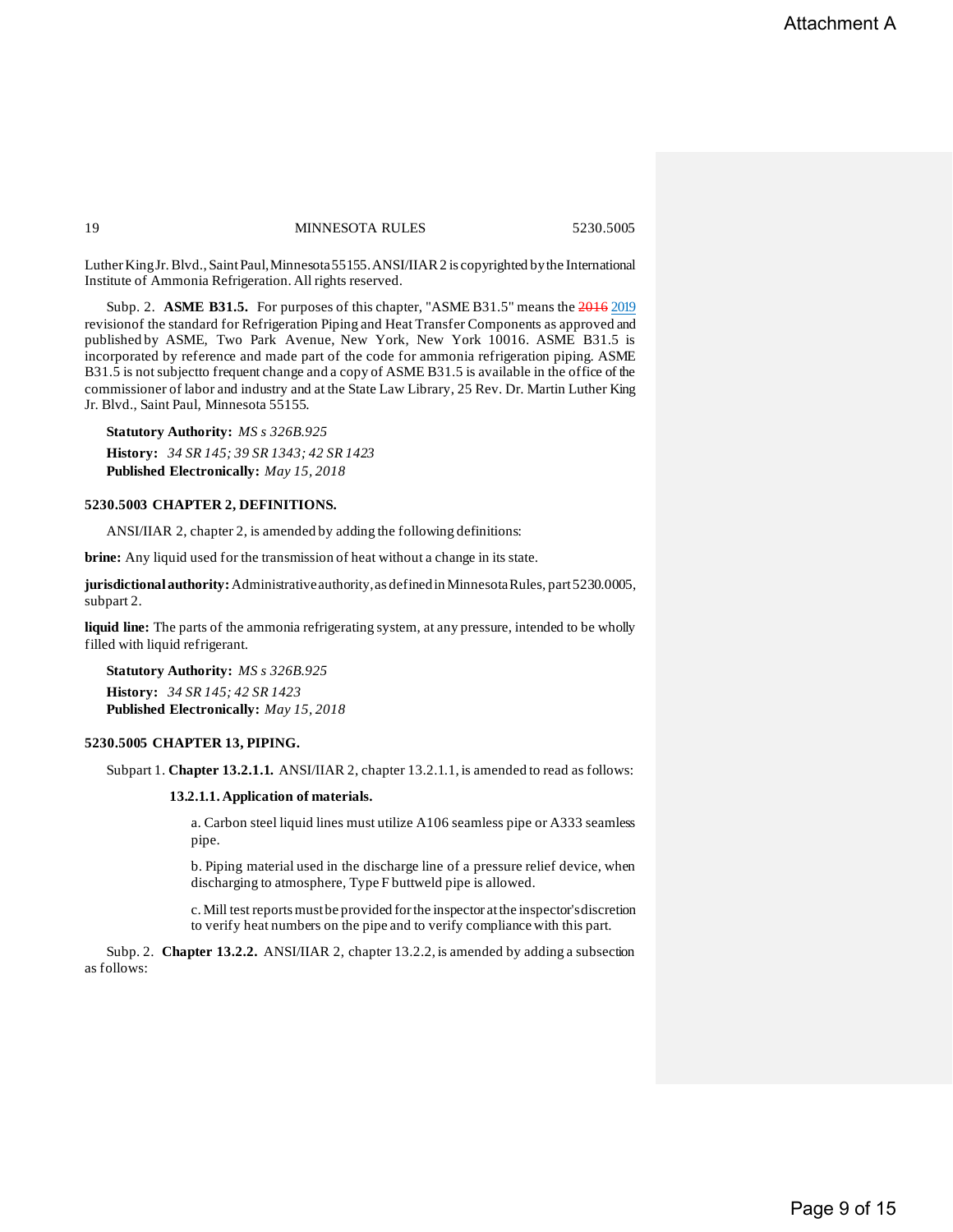Luther King Jr. Blvd., Saint Paul, Minnesota 55155. ANSI/IIAR 2 is copyrighted by the International Institute of Ammonia Refrigeration. All rights reserved.

Subp. 2. **ASME B31.5.** For purposes of this chapter, "ASME B31.5" means the ~~2016~~ 2019 revisionof the standard for Refrigeration Piping and Heat Transfer Components as approved and published by ASME, Two Park Avenue, New York, New York 10016. ASME B31.5 is incorporated by reference and made part of the code for ammonia refrigeration piping. ASME B31.5 is not subjectto frequent change and a copy of ASME B31.5 is available in the office of the commissioner of labor and industry and at the State Law Library, 25 Rev. Dr. Martin Luther King Jr. Blvd., Saint Paul, Minnesota 55155.

**Statutory Authority:** *MS s 326B.925*

**History:** *34 SR 145; 39 SR 1343; 42 SR 1423*

**Published Electronically:** *May 15, 2018*

### 5230.5003 CHAPTER 2, DEFINITIONS.

ANSI/IIAR 2, chapter 2, is amended by adding the following definitions:

**brine:** Any liquid used for the transmission of heat without a change in its state.

**jurisdictional authority:** Administrative authority, as defined in Minnesota Rules, part 5230.0005, subpart 2.

**liquid line:** The parts of the ammonia refrigerating system, at any pressure, intended to be wholly filled with liquid refrigerant.

**Statutory Authority:** *MS s 326B.925*

**History:** *34 SR 145; 42 SR 1423*

**Published Electronically:** *May 15, 2018*

### 5230.5005 CHAPTER 13, PIPING.

Subpart 1. **Chapter 13.2.1.1.** ANSI/IIAR 2, chapter 13.2.1.1, is amended to read as follows:

**13.2.1.1. Application of materials.**

a. Carbon steel liquid lines must utilize A106 seamless pipe or A333 seamless pipe.

b. Piping material used in the discharge line of a pressure relief device, when discharging to atmosphere, Type F buttweld pipe is allowed.

c. Mill test reports must be provided for the inspector at the inspector's discretion to verify heat numbers on the pipe and to verify compliance with this part.

Subp. 2. **Chapter 13.2.2.** ANSI/IIAR 2, chapter 13.2.2, is amended by adding a subsection as follows: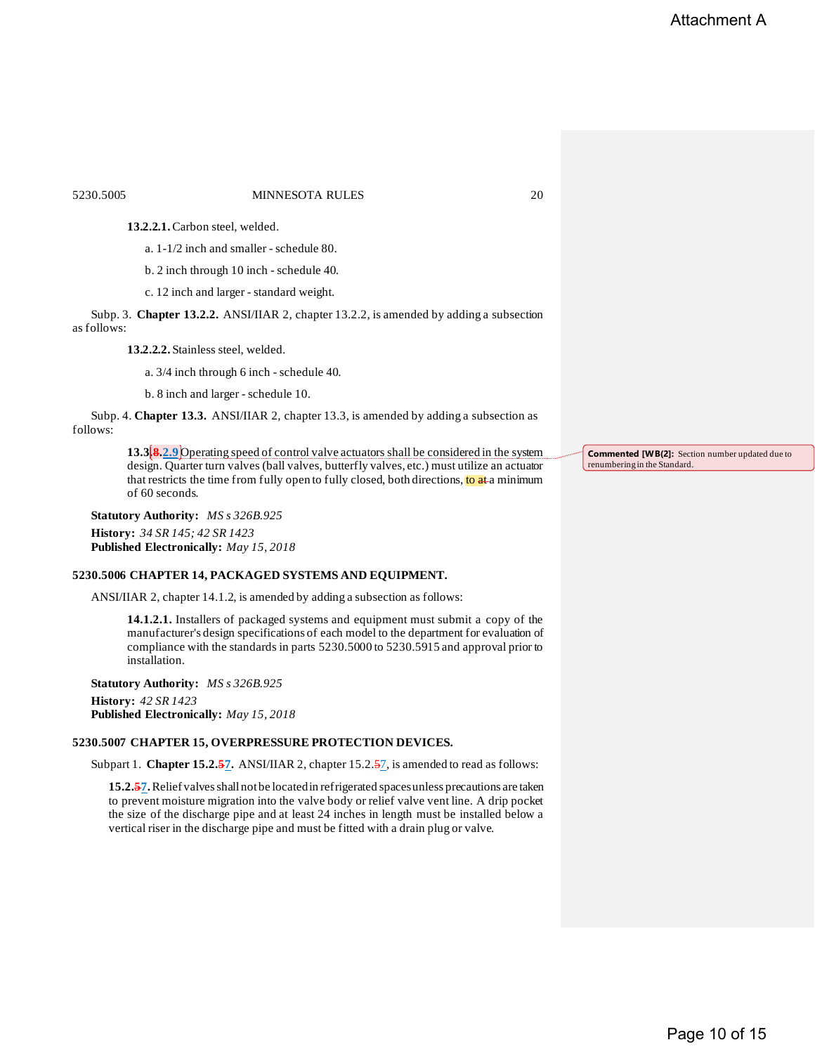**13.2.2.1.** Carbon steel, welded.

a. 1-1/2 inch and smaller - schedule 80.

b. 2 inch through 10 inch - schedule 40.

c. 12 inch and larger - standard weight.

Subp. 3. **Chapter 13.2.2.** ANSI/IIAR 2, chapter 13.2.2, is amended by adding a subsection as follows:

**13.2.2.2.** Stainless steel, welded.

a. 3/4 inch through 6 inch - schedule 40.

b. 8 inch and larger - schedule 10.

Subp. 4. **Chapter 13.3.** ANSI/IIAR 2, chapter 13.3, is amended by adding a subsection as follows:

**13.3~~.8~~.2.9** Operating speed of control valve actuators shall be considered in the system design. Quarter turn valves (ball valves, butterfly valves, etc.) must utilize an actuator that restricts the time from fully open to fully closed, both directions, to ~~at~~ a minimum of 60 seconds.

Commented [WB(2]: Section number updated due to renumbering in the Standard.

**Statutory Authority:** *MS s 326B.925*

**History:** *34 SR 145; 42 SR 1423*

**Published Electronically:** *May 15, 2018*

**5230.5006 CHAPTER 14, PACKAGED SYSTEMS AND EQUIPMENT.**

ANSI/IIAR 2, chapter 14.1.2, is amended by adding a subsection as follows:

**14.1.2.1.** Installers of packaged systems and equipment must submit a copy of the manufacturer's design specifications of each model to the department for evaluation of compliance with the standards in parts 5230.5000 to 5230.5915 and approval prior to installation.

**Statutory Authority:** *MS s 326B.925*

**History:** *42 SR 1423*

**Published Electronically:** *May 15, 2018*

**5230.5007 CHAPTER 15, OVERPRESSURE PROTECTION DEVICES.**

Subpart 1. **Chapter 15.2.~~5~~7.** ANSI/IIAR 2, chapter 15.2.~~5~~7, is amended to read as follows:

**15.2.~~5~~7.** Relief valves shall not be located in refrigerated spaces unless precautions are taken to prevent moisture migration into the valve body or relief valve vent line. A drip pocket the size of the discharge pipe and at least 24 inches in length must be installed below a vertical riser in the discharge pipe and must be fitted with a drain plug or valve.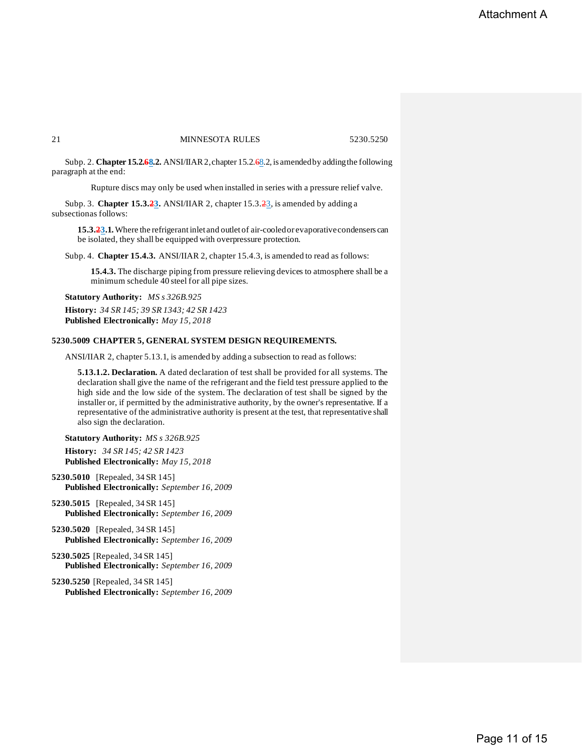Subp. 2. **Chapter 15.2.~~6~~8.2.** ANSI/IIAR 2, chapter 15.2.~~6~~8.2, is amended by adding the following paragraph at the end:

> Rupture discs may only be used when installed in series with a pressure relief valve.

Subp. 3. **Chapter 15.3.~~2~~3.** ANSI/IIAR 2, chapter 15.3.~~2~~3, is amended by adding a subsectionas follows:

> **15.3.~~2~~3.1.** Where the refrigerant inlet and outlet of air-cooled or evaporative condensers can be isolated, they shall be equipped with overpressure protection.

Subp. 4. **Chapter 15.4.3.** ANSI/IIAR 2, chapter 15.4.3, is amended to read as follows:

> **15.4.3.** The discharge piping from pressure relieving devices to atmosphere shall be a minimum schedule 40 steel for all pipe sizes.

**Statutory Authority:** *MS s 326B.925*

**History:** *34 SR 145; 39 SR 1343; 42 SR 1423*
**Published Electronically:** *May 15, 2018*

**5230.5009 CHAPTER 5, GENERAL SYSTEM DESIGN REQUIREMENTS.**

ANSI/IIAR 2, chapter 5.13.1, is amended by adding a subsection to read as follows:

> **5.13.1.2. Declaration.** A dated declaration of test shall be provided for all systems. The declaration shall give the name of the refrigerant and the field test pressure applied to the high side and the low side of the system. The declaration of test shall be signed by the installer or, if permitted by the administrative authority, by the owner's representative. If a representative of the administrative authority is present at the test, that representative shall also sign the declaration.

**Statutory Authority:** *MS s 326B.925*

**History:** *34 SR 145; 42 SR 1423*
**Published Electronically:** *May 15, 2018*

**5230.5010** [Repealed, 34 SR 145]
**Published Electronically:** *September 16, 2009*

**5230.5015** [Repealed, 34 SR 145]
**Published Electronically:** *September 16, 2009*

**5230.5020** [Repealed, 34 SR 145]
**Published Electronically:** *September 16, 2009*

**5230.5025** [Repealed, 34 SR 145]
**Published Electronically:** *September 16, 2009*

**5230.5250** [Repealed, 34 SR 145]
**Published Electronically:** *September 16, 2009*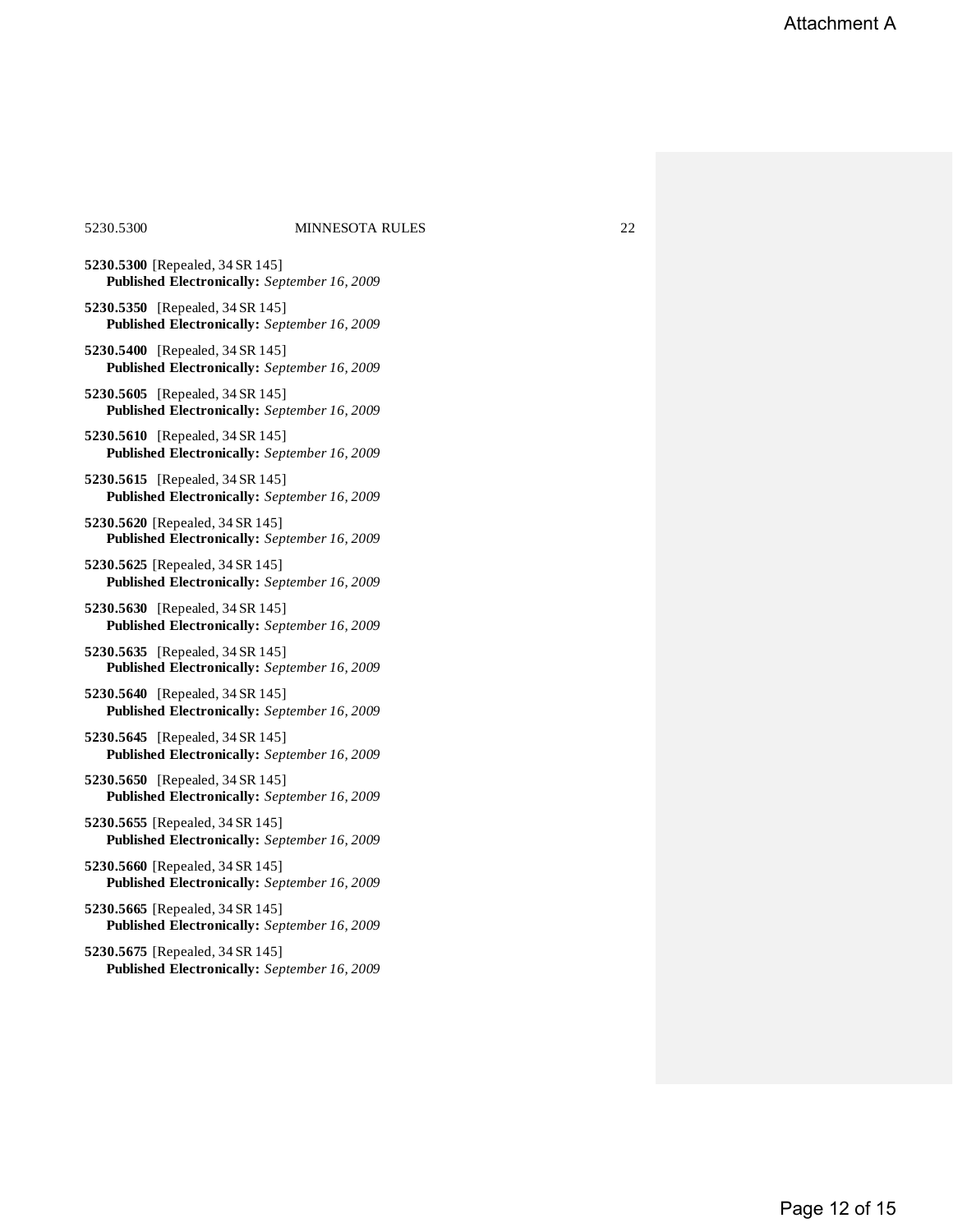**5230.5300** [Repealed, 34 SR 145]
**Published Electronically:** *September 16, 2009*

**5230.5350** [Repealed, 34 SR 145]
**Published Electronically:** *September 16, 2009*

**5230.5400** [Repealed, 34 SR 145]
**Published Electronically:** *September 16, 2009*

**5230.5605** [Repealed, 34 SR 145]
**Published Electronically:** *September 16, 2009*

**5230.5610** [Repealed, 34 SR 145]
**Published Electronically:** *September 16, 2009*

**5230.5615** [Repealed, 34 SR 145]
**Published Electronically:** *September 16, 2009*

**5230.5620** [Repealed, 34 SR 145]
**Published Electronically:** *September 16, 2009*

**5230.5625** [Repealed, 34 SR 145]
**Published Electronically:** *September 16, 2009*

**5230.5630** [Repealed, 34 SR 145]
**Published Electronically:** *September 16, 2009*

**5230.5635** [Repealed, 34 SR 145]
**Published Electronically:** *September 16, 2009*

**5230.5640** [Repealed, 34 SR 145]
**Published Electronically:** *September 16, 2009*

**5230.5645** [Repealed, 34 SR 145]
**Published Electronically:** *September 16, 2009*

**5230.5650** [Repealed, 34 SR 145]
**Published Electronically:** *September 16, 2009*

**5230.5655** [Repealed, 34 SR 145]
**Published Electronically:** *September 16, 2009*

**5230.5660** [Repealed, 34 SR 145]
**Published Electronically:** *September 16, 2009*

**5230.5665** [Repealed, 34 SR 145]
**Published Electronically:** *September 16, 2009*

**5230.5675** [Repealed, 34 SR 145]
**Published Electronically:** *September 16, 2009*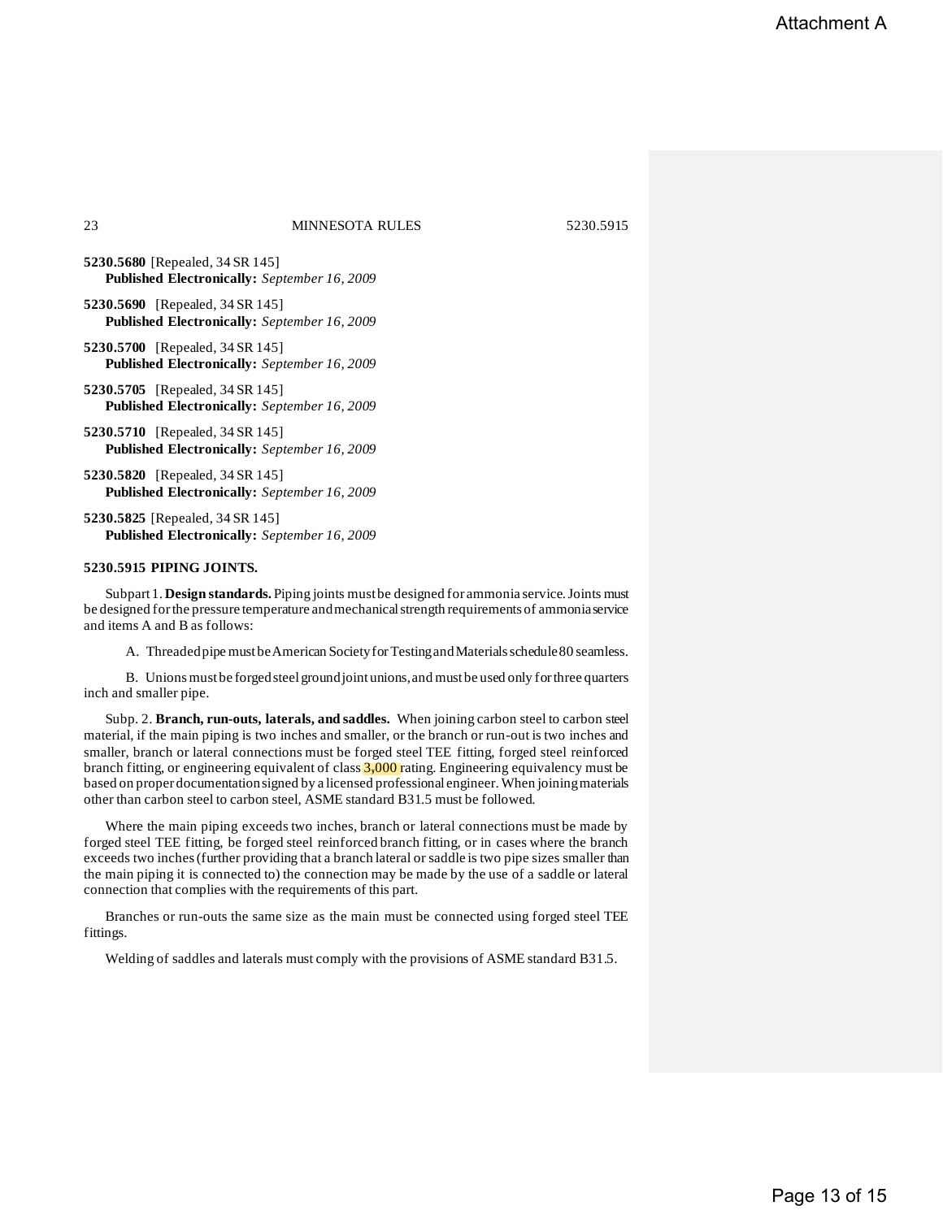**5230.5680** [Repealed, 34 SR 145]
**Published Electronically:** *September 16, 2009*

**5230.5690** [Repealed, 34 SR 145]
**Published Electronically:** *September 16, 2009*

**5230.5700** [Repealed, 34 SR 145]
**Published Electronically:** *September 16, 2009*

**5230.5705** [Repealed, 34 SR 145]
**Published Electronically:** *September 16, 2009*

**5230.5710** [Repealed, 34 SR 145]
**Published Electronically:** *September 16, 2009*

**5230.5820** [Repealed, 34 SR 145]
**Published Electronically:** *September 16, 2009*

**5230.5825** [Repealed, 34 SR 145]
**Published Electronically:** *September 16, 2009*

### 5230.5915 PIPING JOINTS.

Subpart 1. **Design standards.** Piping joints must be designed for ammonia service. Joints must be designed for the pressure temperature and mechanical strength requirements of ammonia service and items A and B as follows:

A. Threaded pipe must be American Society for Testing and Materials schedule 80 seamless.

B. Unions must be forged steel ground joint unions, and must be used only for three quarters inch and smaller pipe.

Subp. 2. **Branch, run-outs, laterals, and saddles.** When joining carbon steel to carbon steel material, if the main piping is two inches and smaller, or the branch or run-out is two inches and smaller, branch or lateral connections must be forged steel TEE fitting, forged steel reinforced branch fitting, or engineering equivalent of class 3,000 rating. Engineering equivalency must be based on proper documentation signed by a licensed professional engineer. When joining materials other than carbon steel to carbon steel, ASME standard B31.5 must be followed.

Where the main piping exceeds two inches, branch or lateral connections must be made by forged steel TEE fitting, be forged steel reinforced branch fitting, or in cases where the branch exceeds two inches (further providing that a branch lateral or saddle is two pipe sizes smaller than the main piping it is connected to) the connection may be made by the use of a saddle or lateral connection that complies with the requirements of this part.

Branches or run-outs the same size as the main must be connected using forged steel TEE fittings.

Welding of saddles and laterals must comply with the provisions of ASME standard B31.5.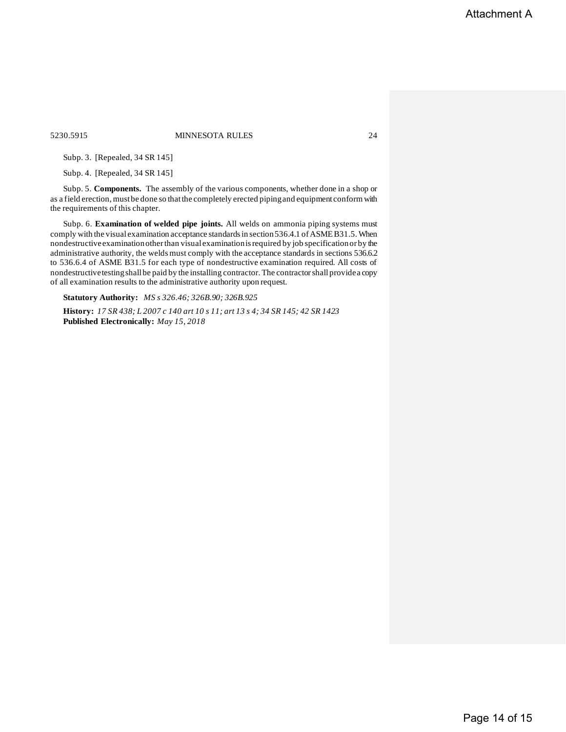Subp. 3. [Repealed, 34 SR 145]

Subp. 4. [Repealed, 34 SR 145]

Subp. 5. **Components.** The assembly of the various components, whether done in a shop or as a field erection, must be done so that the completely erected piping and equipment conform with the requirements of this chapter.

Subp. 6. **Examination of welded pipe joints.** All welds on ammonia piping systems must comply with the visual examination acceptance standards in section 536.4.1 of ASME B31.5. When nondestructive examination other than visual examination is required by job specification or by the administrative authority, the welds must comply with the acceptance standards in sections 536.6.2 to 536.6.4 of ASME B31.5 for each type of nondestructive examination required. All costs of nondestructive testing shall be paid by the installing contractor. The contractor shall provide a copy of all examination results to the administrative authority upon request.

**Statutory Authority:** *MS s 326.46; 326B.90; 326B.925*

**History:** *17 SR 438; L 2007 c 140 art 10 s 11; art 13 s 4; 34 SR 145; 42 SR 1423*
**Published Electronically:** *May 15, 2018*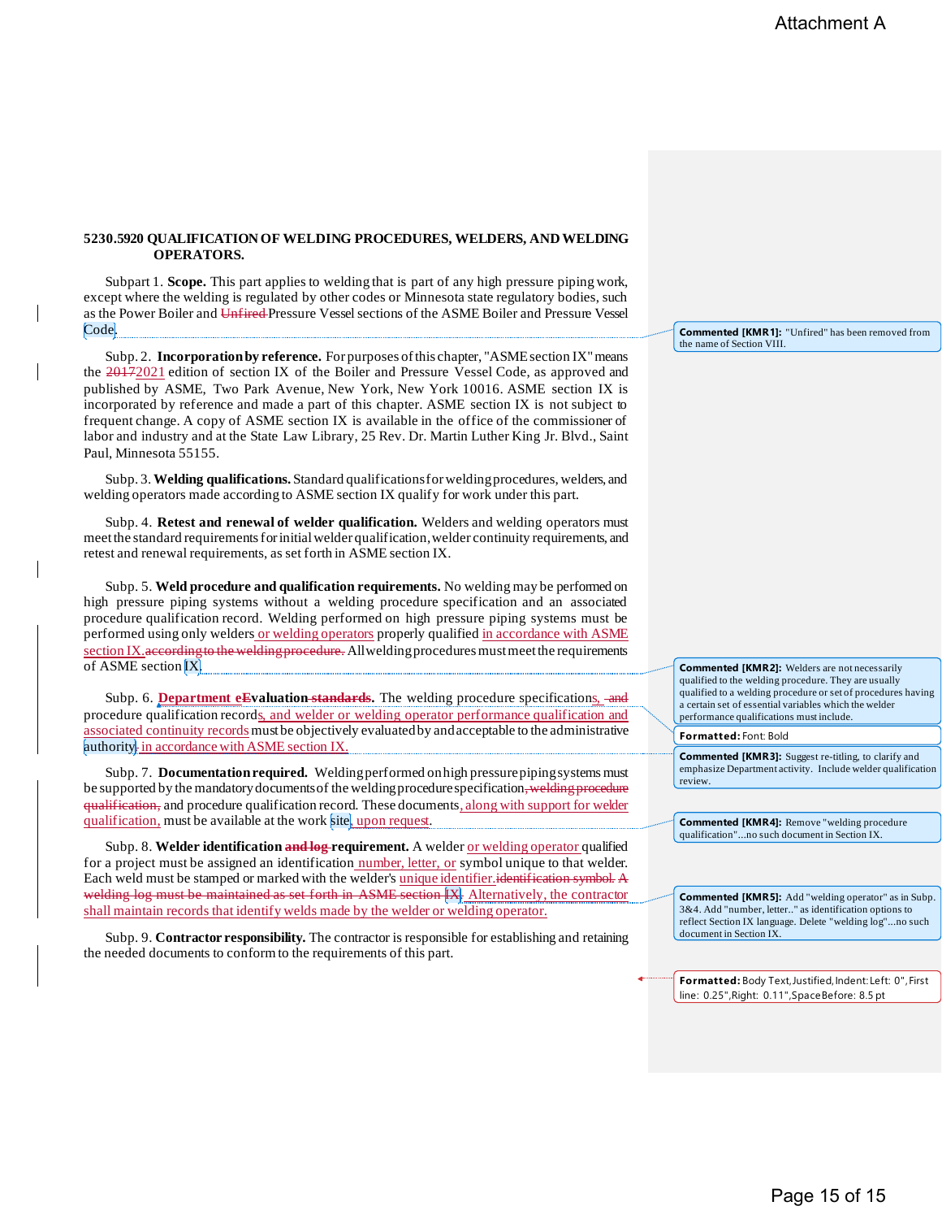Attachment A

**5230.5920 QUALIFICATION OF WELDING PROCEDURES, WELDERS, AND WELDING OPERATORS.**

Subpart 1. **Scope.** This part applies to welding that is part of any high pressure piping work, except where the welding is regulated by other codes or Minnesota state regulatory bodies, such as the Power Boiler and ~~Unfired~~ Pressure Vessel sections of the ASME Boiler and Pressure Vessel Code.

Subp. 2. **Incorporation by reference.** For purposes of this chapter, "ASME section IX" means the ~~2017~~2021 edition of section IX of the Boiler and Pressure Vessel Code, as approved and published by ASME, Two Park Avenue, New York, New York 10016. ASME section IX is incorporated by reference and made a part of this chapter. ASME section IX is not subject to frequent change. A copy of ASME section IX is available in the office of the commissioner of labor and industry and at the State Law Library, 25 Rev. Dr. Martin Luther King Jr. Blvd., Saint Paul, Minnesota 55155.

Subp. 3. **Welding qualifications.** Standard qualifications for welding procedures, welders, and welding operators made according to ASME section IX qualify for work under this part.

Subp. 4. **Retest and renewal of welder qualification.** Welders and welding operators must meet the standard requirements for initial welder qualification, welder continuity requirements, and retest and renewal requirements, as set forth in ASME section IX.

Subp. 5. **Weld procedure and qualification requirements.** No welding may be performed on high pressure piping systems without a welding procedure specification and an associated procedure qualification record. Welding performed on high pressure piping systems must be performed using only welders or welding operators properly qualified in accordance with ASME section IX.~~according to the welding procedure.~~ All welding procedures must meet the requirements of ASME section IX.

Subp. 6. **Department ~~e~~Evaluation ~~standards~~.** The welding procedure specifications, ~~and~~ procedure qualification records, and welder or welding operator performance qualification and associated continuity records must be objectively evaluated by and acceptable to the administrative authority in accordance with ASME section IX.

Subp. 7. **Documentation required.** Welding performed on high pressure piping systems must be supported by the mandatory documents of the welding procedure specification~~, welding procedure qualification,~~ and procedure qualification record. These documents, along with support for welder qualification, must be available at the work site, upon request.

Subp. 8. **Welder identification ~~and log~~ requirement.** A welder or welding operator qualified for a project must be assigned an identification number, letter, or symbol unique to that welder. Each weld must be stamped or marked with the welder's unique identifier.~~identification symbol. A welding log must be maintained as set forth in ASME section IX.~~ Alternatively, the contractor shall maintain records that identify welds made by the welder or welding operator.

Subp. 9. **Contractor responsibility.** The contractor is responsible for establishing and retaining the needed documents to conform to the requirements of this part.

---

**Commented [KMR1]:** "Unfired" has been removed from the name of Section VIII.

**Commented [KMR2]:** Welders are not necessarily qualified to the welding procedure. They are usually qualified to a welding procedure or set of procedures having a certain set of essential variables which the welder performance qualifications must include.

**Formatted:** Font: Bold

**Commented [KMR3]:** Suggest re-titling, to clarify and emphasize Department activity. Include welder qualification review.

**Commented [KMR4]:** Remove "welding procedure qualification"...no such document in Section IX.

**Commented [KMR5]:** Add "welding operator" as in Subp. 3&4. Add "number, letter.." as identification options to reflect Section IX language. Delete "welding log"...no such document in Section IX.

**Formatted:** Body Text, Justified, Indent: Left: 0", First line: 0.25", Right: 0.11", Space Before: 8.5 pt